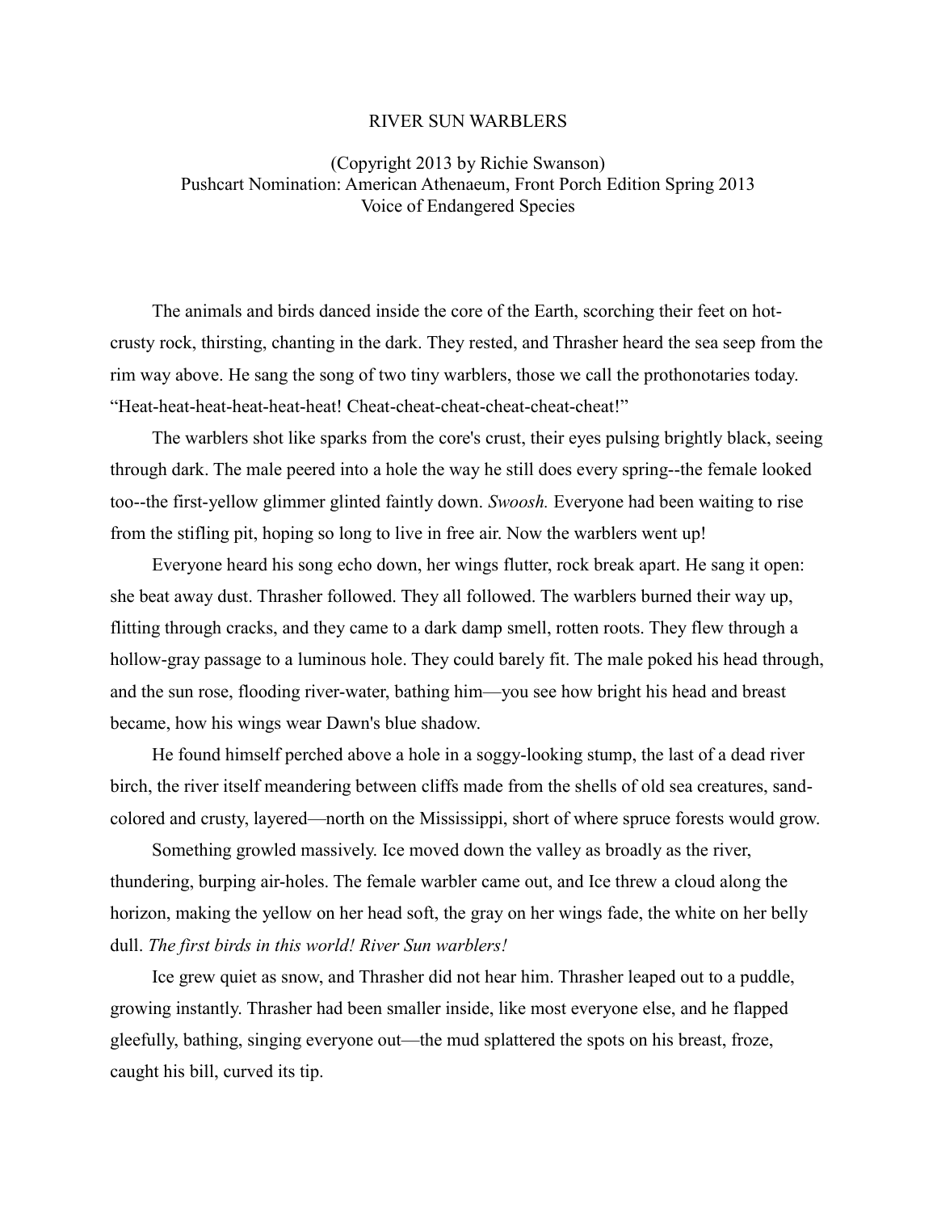# RIVER SUN WARBLERS

(Copyright 2013 by Richie Swanson)
Pushcart Nomination: American Athenaeum, Front Porch Edition Spring 2013
Voice of Endangered Species

The animals and birds danced inside the core of the Earth, scorching their feet on hot-crusty rock, thirsting, chanting in the dark. They rested, and Thrasher heard the sea seep from the rim way above. He sang the song of two tiny warblers, those we call the prothonotaries today. "Heat-heat-heat-heat-heat-heat! Cheat-cheat-cheat-cheat-cheat-cheat!"

The warblers shot like sparks from the core's crust, their eyes pulsing brightly black, seeing through dark. The male peered into a hole the way he still does every spring--the female looked too--the first-yellow glimmer glinted faintly down. *Swoosh.* Everyone had been waiting to rise from the stifling pit, hoping so long to live in free air. Now the warblers went up!

Everyone heard his song echo down, her wings flutter, rock break apart. He sang it open: she beat away dust. Thrasher followed. They all followed. The warblers burned their way up, flitting through cracks, and they came to a dark damp smell, rotten roots. They flew through a hollow-gray passage to a luminous hole. They could barely fit. The male poked his head through, and the sun rose, flooding river-water, bathing him—you see how bright his head and breast became, how his wings wear Dawn's blue shadow.

He found himself perched above a hole in a soggy-looking stump, the last of a dead river birch, the river itself meandering between cliffs made from the shells of old sea creatures, sand-colored and crusty, layered—north on the Mississippi, short of where spruce forests would grow.

Something growled massively. Ice moved down the valley as broadly as the river, thundering, burping air-holes. The female warbler came out, and Ice threw a cloud along the horizon, making the yellow on her head soft, the gray on her wings fade, the white on her belly dull. *The first birds in this world! River Sun warblers!*

Ice grew quiet as snow, and Thrasher did not hear him. Thrasher leaped out to a puddle, growing instantly. Thrasher had been smaller inside, like most everyone else, and he flapped gleefully, bathing, singing everyone out—the mud splattered the spots on his breast, froze, caught his bill, curved its tip.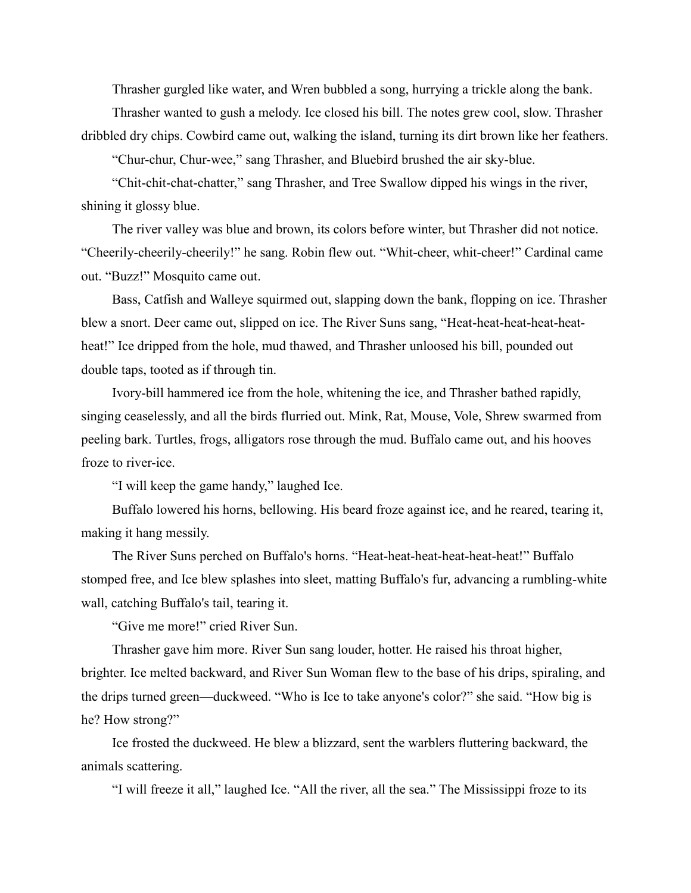Thrasher gurgled like water, and Wren bubbled a song, hurrying a trickle along the bank.

Thrasher wanted to gush a melody. Ice closed his bill. The notes grew cool, slow. Thrasher dribbled dry chips. Cowbird came out, walking the island, turning its dirt brown like her feathers.

"Chur-chur, Chur-wee," sang Thrasher, and Bluebird brushed the air sky-blue.

"Chit-chit-chat-chatter," sang Thrasher, and Tree Swallow dipped his wings in the river, shining it glossy blue.

The river valley was blue and brown, its colors before winter, but Thrasher did not notice. "Cheerily-cheerily-cheerily!" he sang. Robin flew out. "Whit-cheer, whit-cheer!" Cardinal came out. "Buzz!" Mosquito came out.

Bass, Catfish and Walleye squirmed out, slapping down the bank, flopping on ice. Thrasher blew a snort. Deer came out, slipped on ice. The River Suns sang, "Heat-heat-heat-heat-heat-heat!" Ice dripped from the hole, mud thawed, and Thrasher unloosed his bill, pounded out double taps, tooted as if through tin.

Ivory-bill hammered ice from the hole, whitening the ice, and Thrasher bathed rapidly, singing ceaselessly, and all the birds flurried out. Mink, Rat, Mouse, Vole, Shrew swarmed from peeling bark. Turtles, frogs, alligators rose through the mud. Buffalo came out, and his hooves froze to river-ice.

"I will keep the game handy," laughed Ice.

Buffalo lowered his horns, bellowing. His beard froze against ice, and he reared, tearing it, making it hang messily.

The River Suns perched on Buffalo's horns. "Heat-heat-heat-heat-heat-heat!" Buffalo stomped free, and Ice blew splashes into sleet, matting Buffalo's fur, advancing a rumbling-white wall, catching Buffalo's tail, tearing it.

"Give me more!" cried River Sun.

Thrasher gave him more. River Sun sang louder, hotter. He raised his throat higher, brighter. Ice melted backward, and River Sun Woman flew to the base of his drips, spiraling, and the drips turned green—duckweed. "Who is Ice to take anyone's color?" she said. "How big is he? How strong?"

Ice frosted the duckweed. He blew a blizzard, sent the warblers fluttering backward, the animals scattering.

"I will freeze it all," laughed Ice. "All the river, all the sea." The Mississippi froze to its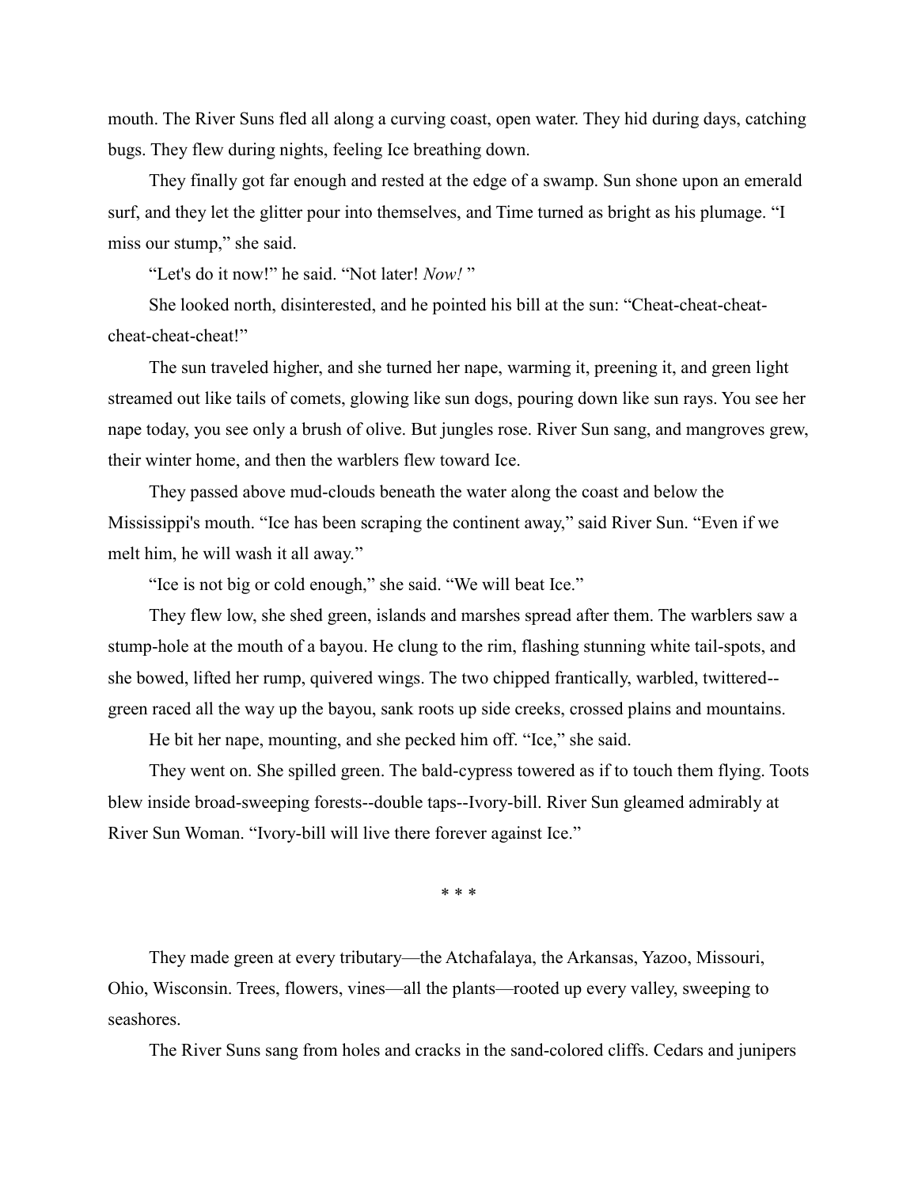mouth. The River Suns fled all along a curving coast, open water. They hid during days, catching bugs. They flew during nights, feeling Ice breathing down.

They finally got far enough and rested at the edge of a swamp. Sun shone upon an emerald surf, and they let the glitter pour into themselves, and Time turned as bright as his plumage. "I miss our stump," she said.

"Let's do it now!" he said. "Not later! *Now!* "

She looked north, disinterested, and he pointed his bill at the sun: "Cheat-cheat-cheat-cheat-cheat-cheat!"

The sun traveled higher, and she turned her nape, warming it, preening it, and green light streamed out like tails of comets, glowing like sun dogs, pouring down like sun rays. You see her nape today, you see only a brush of olive. But jungles rose. River Sun sang, and mangroves grew, their winter home, and then the warblers flew toward Ice.

They passed above mud-clouds beneath the water along the coast and below the Mississippi's mouth. "Ice has been scraping the continent away," said River Sun. "Even if we melt him, he will wash it all away."

"Ice is not big or cold enough," she said. "We will beat Ice."

They flew low, she shed green, islands and marshes spread after them. The warblers saw a stump-hole at the mouth of a bayou. He clung to the rim, flashing stunning white tail-spots, and she bowed, lifted her rump, quivered wings. The two chipped frantically, warbled, twittered--green raced all the way up the bayou, sank roots up side creeks, crossed plains and mountains.

He bit her nape, mounting, and she pecked him off. "Ice," she said.

They went on. She spilled green. The bald-cypress towered as if to touch them flying. Toots blew inside broad-sweeping forests--double taps--Ivory-bill. River Sun gleamed admirably at River Sun Woman. "Ivory-bill will live there forever against Ice."

\* \* \*

They made green at every tributary—the Atchafalaya, the Arkansas, Yazoo, Missouri, Ohio, Wisconsin. Trees, flowers, vines—all the plants—rooted up every valley, sweeping to seashores.

The River Suns sang from holes and cracks in the sand-colored cliffs. Cedars and junipers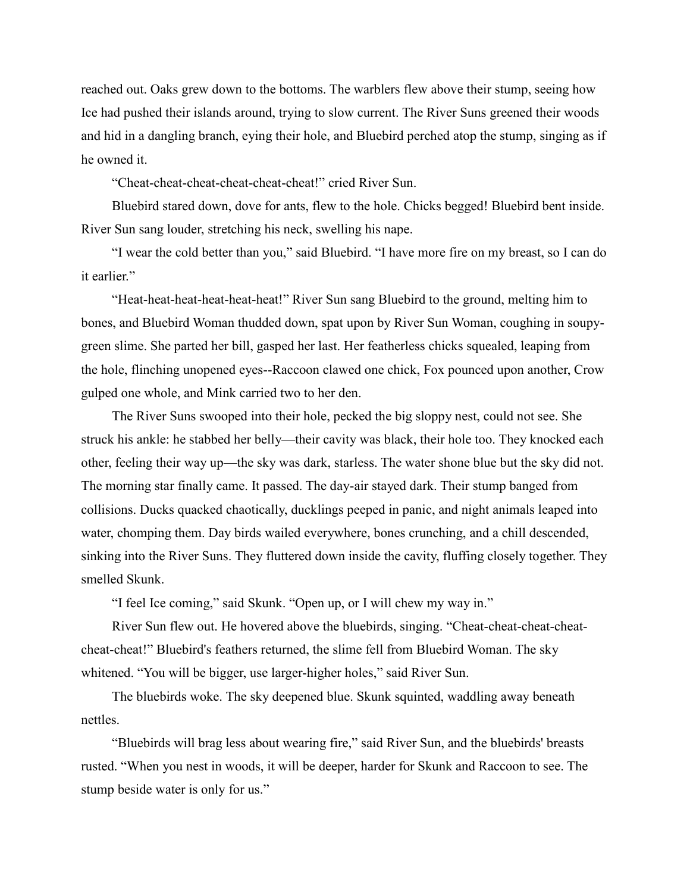reached out. Oaks grew down to the bottoms. The warblers flew above their stump, seeing how Ice had pushed their islands around, trying to slow current. The River Suns greened their woods and hid in a dangling branch, eying their hole, and Bluebird perched atop the stump, singing as if he owned it.

"Cheat-cheat-cheat-cheat-cheat-cheat!" cried River Sun.

Bluebird stared down, dove for ants, flew to the hole. Chicks begged! Bluebird bent inside. River Sun sang louder, stretching his neck, swelling his nape.

"I wear the cold better than you," said Bluebird. "I have more fire on my breast, so I can do it earlier."

"Heat-heat-heat-heat-heat-heat!" River Sun sang Bluebird to the ground, melting him to bones, and Bluebird Woman thudded down, spat upon by River Sun Woman, coughing in soupy-green slime. She parted her bill, gasped her last. Her featherless chicks squealed, leaping from the hole, flinching unopened eyes--Raccoon clawed one chick, Fox pounced upon another, Crow gulped one whole, and Mink carried two to her den.

The River Suns swooped into their hole, pecked the big sloppy nest, could not see. She struck his ankle: he stabbed her belly—their cavity was black, their hole too. They knocked each other, feeling their way up—the sky was dark, starless. The water shone blue but the sky did not. The morning star finally came. It passed. The day-air stayed dark. Their stump banged from collisions. Ducks quacked chaotically, ducklings peeped in panic, and night animals leaped into water, chomping them. Day birds wailed everywhere, bones crunching, and a chill descended, sinking into the River Suns. They fluttered down inside the cavity, fluffing closely together. They smelled Skunk.

"I feel Ice coming," said Skunk. "Open up, or I will chew my way in."

River Sun flew out. He hovered above the bluebirds, singing. "Cheat-cheat-cheat-cheat-cheat-cheat!" Bluebird's feathers returned, the slime fell from Bluebird Woman. The sky whitened. "You will be bigger, use larger-higher holes," said River Sun.

The bluebirds woke. The sky deepened blue. Skunk squinted, waddling away beneath nettles.

"Bluebirds will brag less about wearing fire," said River Sun, and the bluebirds' breasts rusted. "When you nest in woods, it will be deeper, harder for Skunk and Raccoon to see. The stump beside water is only for us."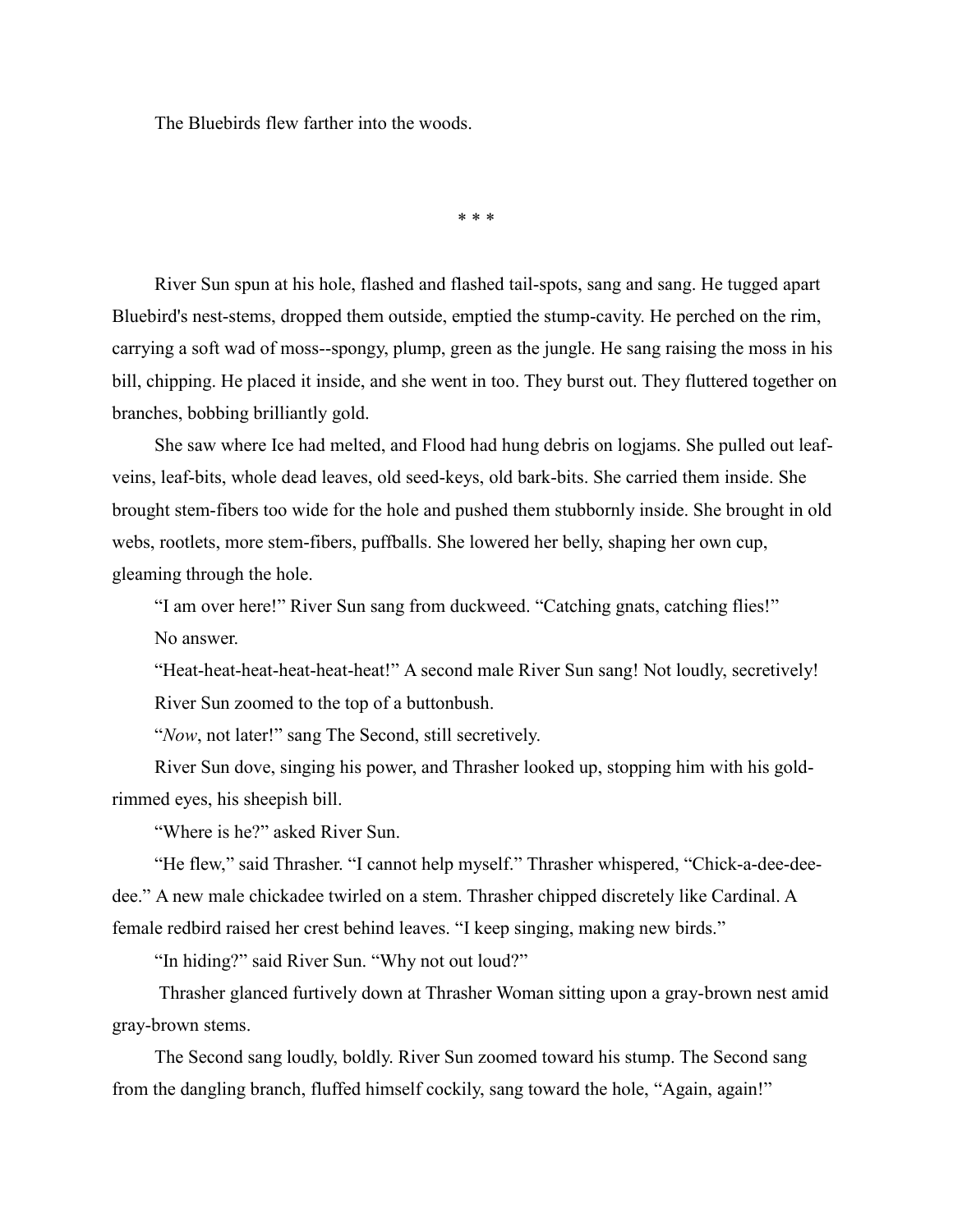The Bluebirds flew farther into the woods.

\* \* \*

River Sun spun at his hole, flashed and flashed tail-spots, sang and sang. He tugged apart Bluebird's nest-stems, dropped them outside, emptied the stump-cavity. He perched on the rim, carrying a soft wad of moss--spongy, plump, green as the jungle. He sang raising the moss in his bill, chipping. He placed it inside, and she went in too. They burst out. They fluttered together on branches, bobbing brilliantly gold.

She saw where Ice had melted, and Flood had hung debris on logjams. She pulled out leaf-veins, leaf-bits, whole dead leaves, old seed-keys, old bark-bits. She carried them inside. She brought stem-fibers too wide for the hole and pushed them stubbornly inside. She brought in old webs, rootlets, more stem-fibers, puffballs. She lowered her belly, shaping her own cup, gleaming through the hole.

"I am over here!" River Sun sang from duckweed. "Catching gnats, catching flies!"

No answer.

"Heat-heat-heat-heat-heat-heat!" A second male River Sun sang! Not loudly, secretively!

River Sun zoomed to the top of a buttonbush.

"*Now*, not later!" sang The Second, still secretively.

River Sun dove, singing his power, and Thrasher looked up, stopping him with his gold-rimmed eyes, his sheepish bill.

"Where is he?" asked River Sun.

"He flew," said Thrasher. "I cannot help myself." Thrasher whispered, "Chick-a-dee-dee-dee." A new male chickadee twirled on a stem. Thrasher chipped discretely like Cardinal. A female redbird raised her crest behind leaves. "I keep singing, making new birds."

"In hiding?" said River Sun. "Why not out loud?"

Thrasher glanced furtively down at Thrasher Woman sitting upon a gray-brown nest amid gray-brown stems.

The Second sang loudly, boldly. River Sun zoomed toward his stump. The Second sang from the dangling branch, fluffed himself cockily, sang toward the hole, "Again, again!"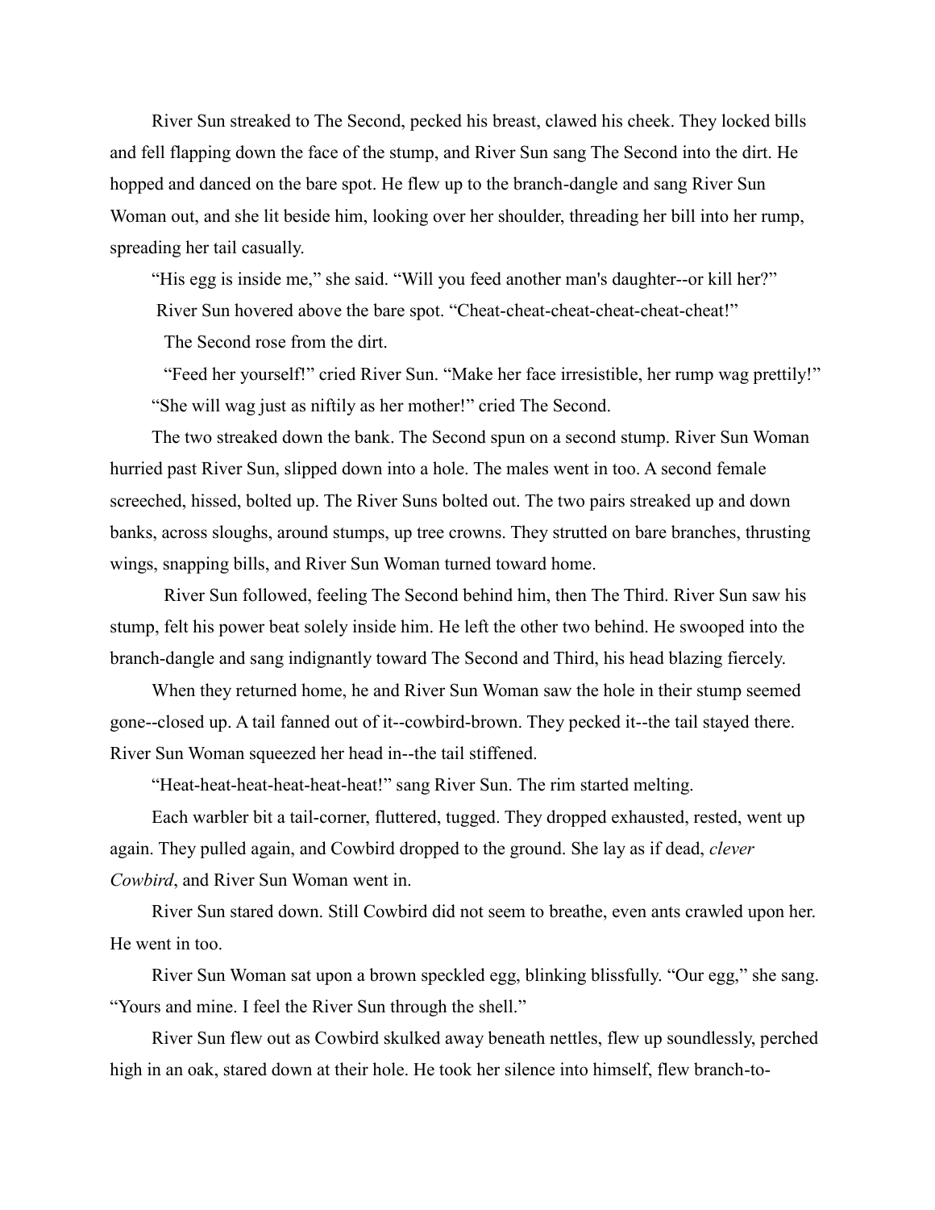River Sun streaked to The Second, pecked his breast, clawed his cheek. They locked bills and fell flapping down the face of the stump, and River Sun sang The Second into the dirt. He hopped and danced on the bare spot. He flew up to the branch-dangle and sang River Sun Woman out, and she lit beside him, looking over her shoulder, threading her bill into her rump, spreading her tail casually.

"His egg is inside me," she said. "Will you feed another man's daughter--or kill her?"

River Sun hovered above the bare spot. "Cheat-cheat-cheat-cheat-cheat-cheat!"

The Second rose from the dirt.

"Feed her yourself!" cried River Sun. "Make her face irresistible, her rump wag prettily!"

"She will wag just as niftily as her mother!" cried The Second.

The two streaked down the bank. The Second spun on a second stump. River Sun Woman hurried past River Sun, slipped down into a hole. The males went in too. A second female screeched, hissed, bolted up. The River Suns bolted out. The two pairs streaked up and down banks, across sloughs, around stumps, up tree crowns. They strutted on bare branches, thrusting wings, snapping bills, and River Sun Woman turned toward home.

River Sun followed, feeling The Second behind him, then The Third. River Sun saw his stump, felt his power beat solely inside him. He left the other two behind. He swooped into the branch-dangle and sang indignantly toward The Second and Third, his head blazing fiercely.

When they returned home, he and River Sun Woman saw the hole in their stump seemed gone--closed up. A tail fanned out of it--cowbird-brown. They pecked it--the tail stayed there. River Sun Woman squeezed her head in--the tail stiffened.

"Heat-heat-heat-heat-heat-heat!" sang River Sun. The rim started melting.

Each warbler bit a tail-corner, fluttered, tugged. They dropped exhausted, rested, went up again. They pulled again, and Cowbird dropped to the ground. She lay as if dead, *clever Cowbird*, and River Sun Woman went in.

River Sun stared down. Still Cowbird did not seem to breathe, even ants crawled upon her. He went in too.

River Sun Woman sat upon a brown speckled egg, blinking blissfully. "Our egg," she sang. "Yours and mine. I feel the River Sun through the shell."

River Sun flew out as Cowbird skulked away beneath nettles, flew up soundlessly, perched high in an oak, stared down at their hole. He took her silence into himself, flew branch-to-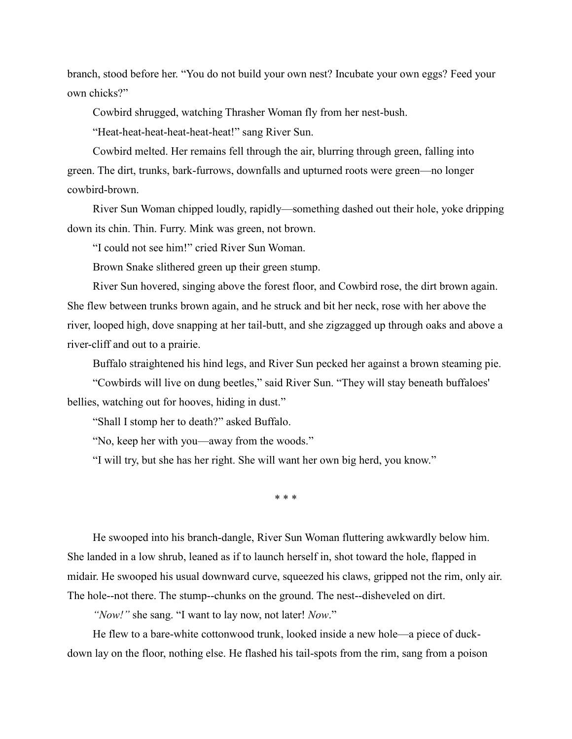branch, stood before her. “You do not build your own nest? Incubate your own eggs? Feed your own chicks?”

Cowbird shrugged, watching Thrasher Woman fly from her nest-bush.

“Heat-heat-heat-heat-heat-heat!” sang River Sun.

Cowbird melted. Her remains fell through the air, blurring through green, falling into green. The dirt, trunks, bark-furrows, downfalls and upturned roots were green—no longer cowbird-brown.

River Sun Woman chipped loudly, rapidly—something dashed out their hole, yoke dripping down its chin. Thin. Furry. Mink was green, not brown.

“I could not see him!” cried River Sun Woman.

Brown Snake slithered green up their green stump.

River Sun hovered, singing above the forest floor, and Cowbird rose, the dirt brown again. She flew between trunks brown again, and he struck and bit her neck, rose with her above the river, looped high, dove snapping at her tail-butt, and she zigzagged up through oaks and above a river-cliff and out to a prairie.

Buffalo straightened his hind legs, and River Sun pecked her against a brown steaming pie.

“Cowbirds will live on dung beetles,” said River Sun. “They will stay beneath buffaloes' bellies, watching out for hooves, hiding in dust.”

“Shall I stomp her to death?” asked Buffalo.

“No, keep her with you—away from the woods.”

“I will try, but she has her right. She will want her own big herd, you know.”

\* \* \*

He swooped into his branch-dangle, River Sun Woman fluttering awkwardly below him. She landed in a low shrub, leaned as if to launch herself in, shot toward the hole, flapped in midair. He swooped his usual downward curve, squeezed his claws, gripped not the rim, only air. The hole--not there. The stump--chunks on the ground. The nest--disheveled on dirt.

*“Now!”* she sang. “I want to lay now, not later! *Now*.”

He flew to a bare-white cottonwood trunk, looked inside a new hole—a piece of duck-down lay on the floor, nothing else. He flashed his tail-spots from the rim, sang from a poison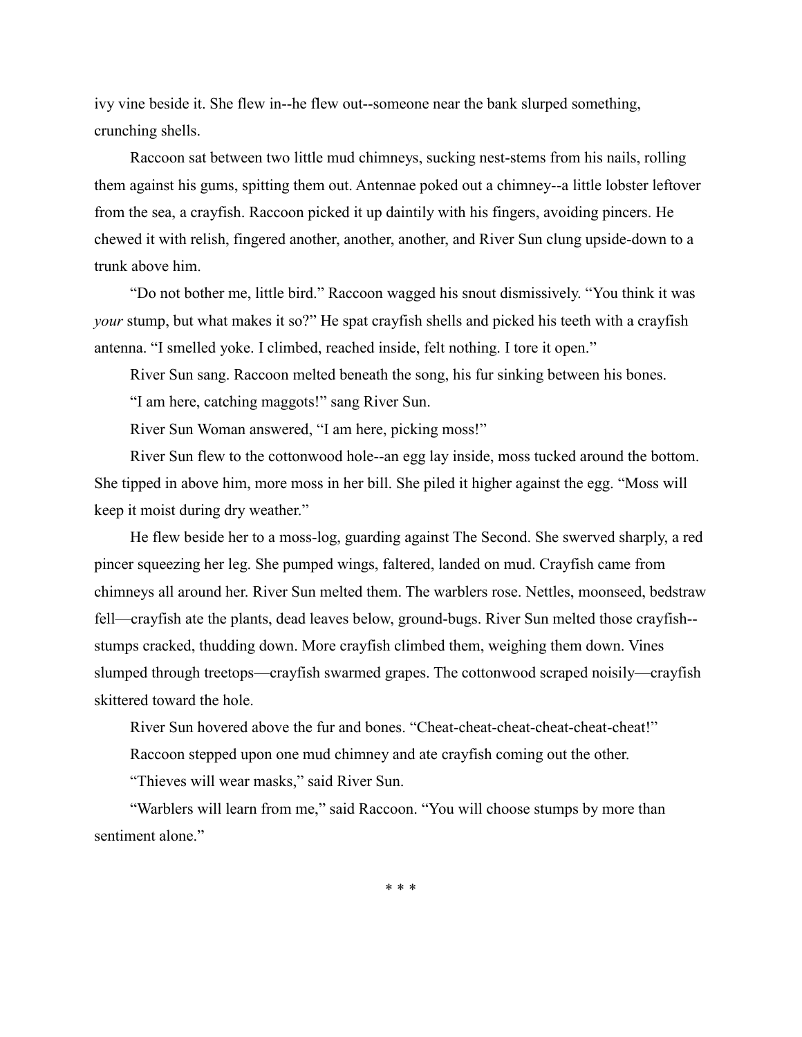ivy vine beside it. She flew in--he flew out--someone near the bank slurped something, crunching shells.

Raccoon sat between two little mud chimneys, sucking nest-stems from his nails, rolling them against his gums, spitting them out. Antennae poked out a chimney--a little lobster leftover from the sea, a crayfish. Raccoon picked it up daintily with his fingers, avoiding pincers. He chewed it with relish, fingered another, another, another, and River Sun clung upside-down to a trunk above him.

"Do not bother me, little bird." Raccoon wagged his snout dismissively. "You think it was *your* stump, but what makes it so?" He spat crayfish shells and picked his teeth with a crayfish antenna. "I smelled yoke. I climbed, reached inside, felt nothing. I tore it open."

River Sun sang. Raccoon melted beneath the song, his fur sinking between his bones.

"I am here, catching maggots!" sang River Sun.

River Sun Woman answered, "I am here, picking moss!"

River Sun flew to the cottonwood hole--an egg lay inside, moss tucked around the bottom. She tipped in above him, more moss in her bill. She piled it higher against the egg. "Moss will keep it moist during dry weather."

He flew beside her to a moss-log, guarding against The Second. She swerved sharply, a red pincer squeezing her leg. She pumped wings, faltered, landed on mud. Crayfish came from chimneys all around her. River Sun melted them. The warblers rose. Nettles, moonseed, bedstraw fell—crayfish ate the plants, dead leaves below, ground-bugs. River Sun melted those crayfish--stumps cracked, thudding down. More crayfish climbed them, weighing them down. Vines slumped through treetops—crayfish swarmed grapes. The cottonwood scraped noisily—crayfish skittered toward the hole.

River Sun hovered above the fur and bones. "Cheat-cheat-cheat-cheat-cheat-cheat!"

Raccoon stepped upon one mud chimney and ate crayfish coming out the other.

"Thieves will wear masks," said River Sun.

"Warblers will learn from me," said Raccoon. "You will choose stumps by more than sentiment alone."

\* \* \*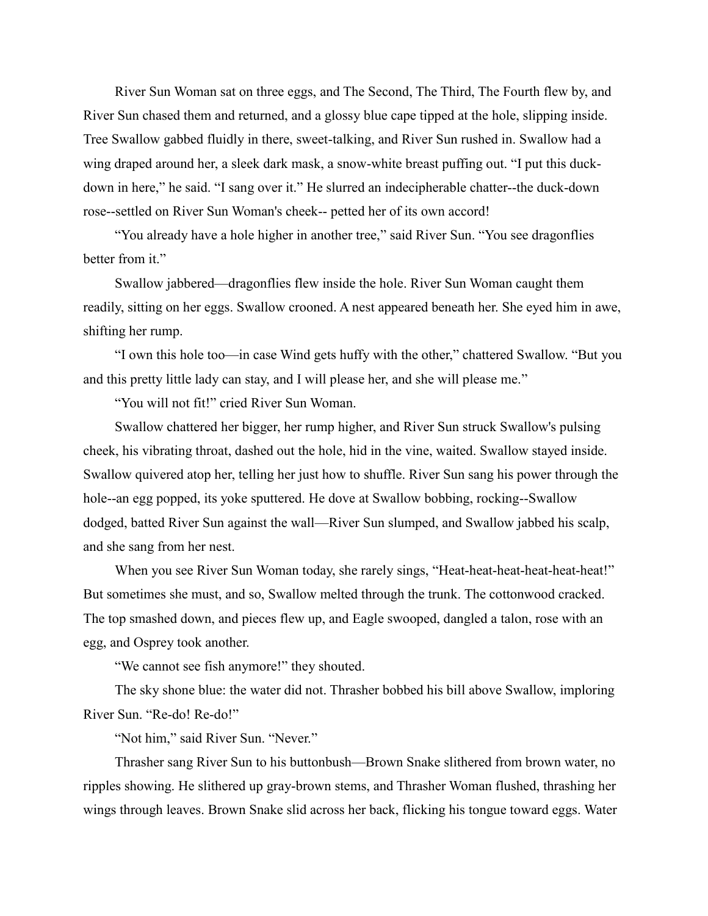River Sun Woman sat on three eggs, and The Second, The Third, The Fourth flew by, and River Sun chased them and returned, and a glossy blue cape tipped at the hole, slipping inside. Tree Swallow gabbed fluidly in there, sweet-talking, and River Sun rushed in. Swallow had a wing draped around her, a sleek dark mask, a snow-white breast puffing out. “I put this duck-down in here,” he said. “I sang over it.” He slurred an indecipherable chatter--the duck-down rose--settled on River Sun Woman's cheek-- petted her of its own accord!

“You already have a hole higher in another tree,” said River Sun. “You see dragonflies better from it.”

Swallow jabbered—dragonflies flew inside the hole. River Sun Woman caught them readily, sitting on her eggs. Swallow crooned. A nest appeared beneath her. She eyed him in awe, shifting her rump.

“I own this hole too—in case Wind gets huffy with the other,” chattered Swallow. “But you and this pretty little lady can stay, and I will please her, and she will please me.”

“You will not fit!” cried River Sun Woman.

Swallow chattered her bigger, her rump higher, and River Sun struck Swallow's pulsing cheek, his vibrating throat, dashed out the hole, hid in the vine, waited. Swallow stayed inside. Swallow quivered atop her, telling her just how to shuffle. River Sun sang his power through the hole--an egg popped, its yoke sputtered. He dove at Swallow bobbing, rocking--Swallow dodged, batted River Sun against the wall—River Sun slumped, and Swallow jabbed his scalp, and she sang from her nest.

When you see River Sun Woman today, she rarely sings, “Heat-heat-heat-heat-heat-heat!” But sometimes she must, and so, Swallow melted through the trunk. The cottonwood cracked. The top smashed down, and pieces flew up, and Eagle swooped, dangled a talon, rose with an egg, and Osprey took another.

“We cannot see fish anymore!” they shouted.

The sky shone blue: the water did not. Thrasher bobbed his bill above Swallow, imploring River Sun. “Re-do! Re-do!”

“Not him,” said River Sun. “Never.”

Thrasher sang River Sun to his buttonbush—Brown Snake slithered from brown water, no ripples showing. He slithered up gray-brown stems, and Thrasher Woman flushed, thrashing her wings through leaves. Brown Snake slid across her back, flicking his tongue toward eggs. Water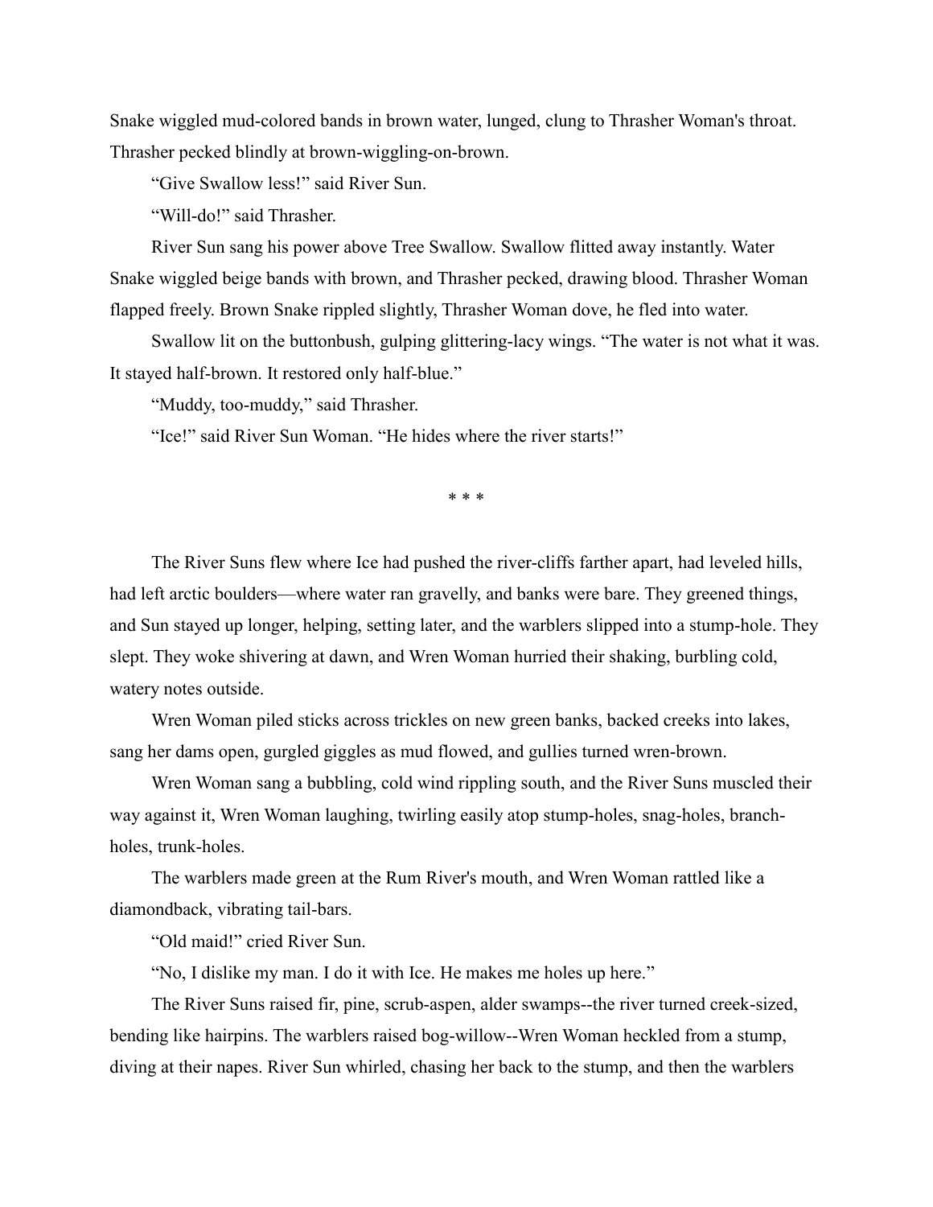Snake wiggled mud-colored bands in brown water, lunged, clung to Thrasher Woman's throat. Thrasher pecked blindly at brown-wiggling-on-brown.

"Give Swallow less!" said River Sun.

"Will-do!" said Thrasher.

River Sun sang his power above Tree Swallow. Swallow flitted away instantly. Water Snake wiggled beige bands with brown, and Thrasher pecked, drawing blood. Thrasher Woman flapped freely. Brown Snake rippled slightly, Thrasher Woman dove, he fled into water.

Swallow lit on the buttonbush, gulping glittering-lacy wings. "The water is not what it was. It stayed half-brown. It restored only half-blue."

"Muddy, too-muddy," said Thrasher.

"Ice!" said River Sun Woman. "He hides where the river starts!"

\* \* \*

The River Suns flew where Ice had pushed the river-cliffs farther apart, had leveled hills, had left arctic boulders—where water ran gravelly, and banks were bare. They greened things, and Sun stayed up longer, helping, setting later, and the warblers slipped into a stump-hole. They slept. They woke shivering at dawn, and Wren Woman hurried their shaking, burbling cold, watery notes outside.

Wren Woman piled sticks across trickles on new green banks, backed creeks into lakes, sang her dams open, gurgled giggles as mud flowed, and gullies turned wren-brown.

Wren Woman sang a bubbling, cold wind rippling south, and the River Suns muscled their way against it, Wren Woman laughing, twirling easily atop stump-holes, snag-holes, branch-holes, trunk-holes.

The warblers made green at the Rum River's mouth, and Wren Woman rattled like a diamondback, vibrating tail-bars.

"Old maid!" cried River Sun.

"No, I dislike my man. I do it with Ice. He makes me holes up here."

The River Suns raised fir, pine, scrub-aspen, alder swamps--the river turned creek-sized, bending like hairpins. The warblers raised bog-willow--Wren Woman heckled from a stump, diving at their napes. River Sun whirled, chasing her back to the stump, and then the warblers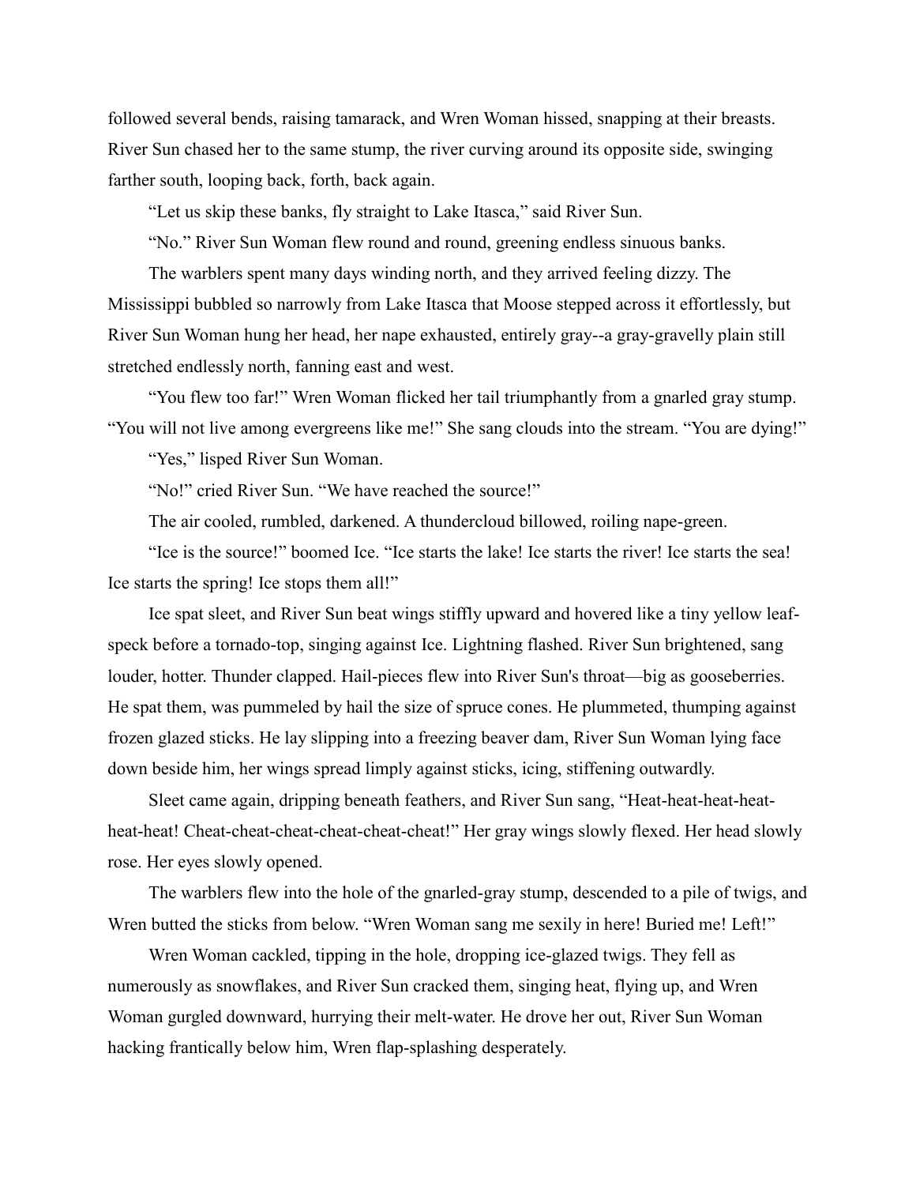followed several bends, raising tamarack, and Wren Woman hissed, snapping at their breasts. River Sun chased her to the same stump, the river curving around its opposite side, swinging farther south, looping back, forth, back again.

"Let us skip these banks, fly straight to Lake Itasca," said River Sun.

"No." River Sun Woman flew round and round, greening endless sinuous banks.

The warblers spent many days winding north, and they arrived feeling dizzy. The Mississippi bubbled so narrowly from Lake Itasca that Moose stepped across it effortlessly, but River Sun Woman hung her head, her nape exhausted, entirely gray--a gray-gravelly plain still stretched endlessly north, fanning east and west.

"You flew too far!" Wren Woman flicked her tail triumphantly from a gnarled gray stump. "You will not live among evergreens like me!" She sang clouds into the stream. "You are dying!"

"Yes," lisped River Sun Woman.

"No!" cried River Sun. "We have reached the source!"

The air cooled, rumbled, darkened. A thundercloud billowed, roiling nape-green.

"Ice is the source!" boomed Ice. "Ice starts the lake! Ice starts the river! Ice starts the sea! Ice starts the spring! Ice stops them all!"

Ice spat sleet, and River Sun beat wings stiffly upward and hovered like a tiny yellow leaf-speck before a tornado-top, singing against Ice. Lightning flashed. River Sun brightened, sang louder, hotter. Thunder clapped. Hail-pieces flew into River Sun's throat—big as gooseberries. He spat them, was pummeled by hail the size of spruce cones. He plummeted, thumping against frozen glazed sticks. He lay slipping into a freezing beaver dam, River Sun Woman lying face down beside him, her wings spread limply against sticks, icing, stiffening outwardly.

Sleet came again, dripping beneath feathers, and River Sun sang, "Heat-heat-heat-heat-heat-heat! Cheat-cheat-cheat-cheat-cheat-cheat!" Her gray wings slowly flexed. Her head slowly rose. Her eyes slowly opened.

The warblers flew into the hole of the gnarled-gray stump, descended to a pile of twigs, and Wren butted the sticks from below. "Wren Woman sang me sexily in here! Buried me! Left!"

Wren Woman cackled, tipping in the hole, dropping ice-glazed twigs. They fell as numerously as snowflakes, and River Sun cracked them, singing heat, flying up, and Wren Woman gurgled downward, hurrying their melt-water. He drove her out, River Sun Woman hacking frantically below him, Wren flap-splashing desperately.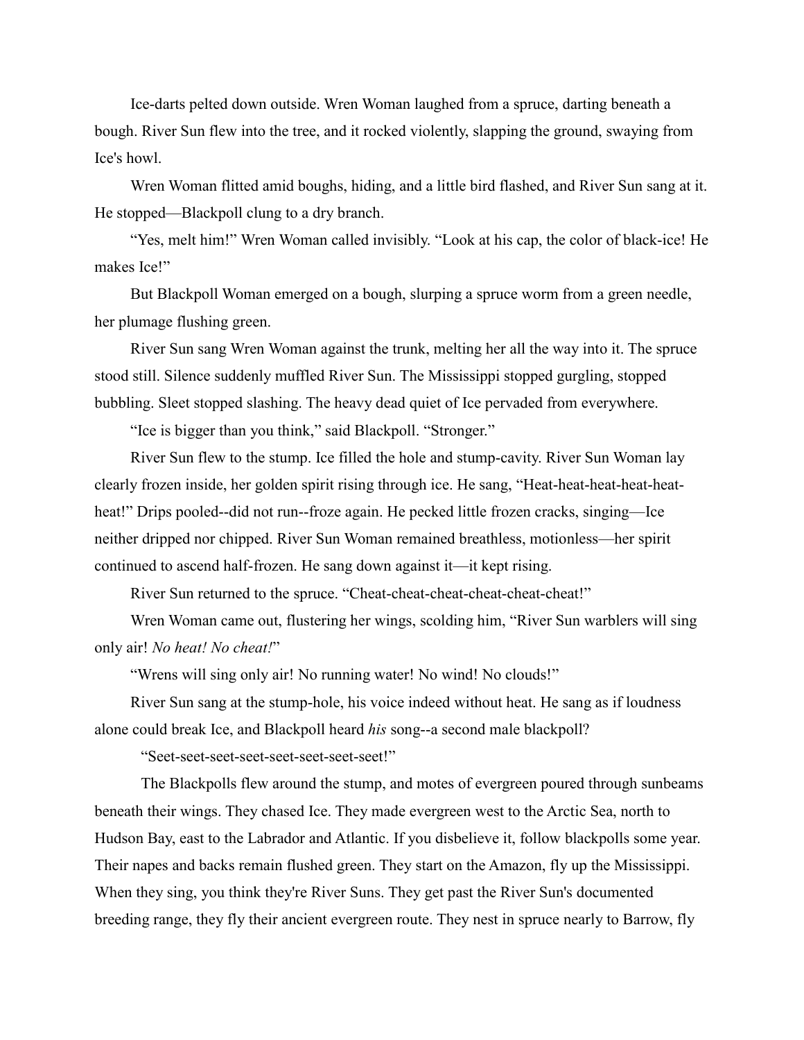Ice-darts pelted down outside. Wren Woman laughed from a spruce, darting beneath a bough. River Sun flew into the tree, and it rocked violently, slapping the ground, swaying from Ice's howl.

Wren Woman flitted amid boughs, hiding, and a little bird flashed, and River Sun sang at it. He stopped—Blackpoll clung to a dry branch.

"Yes, melt him!" Wren Woman called invisibly. "Look at his cap, the color of black-ice! He makes Ice!"

But Blackpoll Woman emerged on a bough, slurping a spruce worm from a green needle, her plumage flushing green.

River Sun sang Wren Woman against the trunk, melting her all the way into it. The spruce stood still. Silence suddenly muffled River Sun. The Mississippi stopped gurgling, stopped bubbling. Sleet stopped slashing. The heavy dead quiet of Ice pervaded from everywhere.

"Ice is bigger than you think," said Blackpoll. "Stronger."

River Sun flew to the stump. Ice filled the hole and stump-cavity. River Sun Woman lay clearly frozen inside, her golden spirit rising through ice. He sang, "Heat-heat-heat-heat-heat-heat!" Drips pooled--did not run--froze again. He pecked little frozen cracks, singing—Ice neither dripped nor chipped. River Sun Woman remained breathless, motionless—her spirit continued to ascend half-frozen. He sang down against it—it kept rising.

River Sun returned to the spruce. "Cheat-cheat-cheat-cheat-cheat-cheat!"

Wren Woman came out, flustering her wings, scolding him, "River Sun warblers will sing only air! *No heat! No cheat!*"

"Wrens will sing only air! No running water! No wind! No clouds!"

River Sun sang at the stump-hole, his voice indeed without heat. He sang as if loudness alone could break Ice, and Blackpoll heard *his* song--a second male blackpoll?

"Seet-seet-seet-seet-seet-seet-seet-seet!"

The Blackpolls flew around the stump, and motes of evergreen poured through sunbeams beneath their wings. They chased Ice. They made evergreen west to the Arctic Sea, north to Hudson Bay, east to the Labrador and Atlantic. If you disbelieve it, follow blackpolls some year. Their napes and backs remain flushed green. They start on the Amazon, fly up the Mississippi. When they sing, you think they're River Suns. They get past the River Sun's documented breeding range, they fly their ancient evergreen route. They nest in spruce nearly to Barrow, fly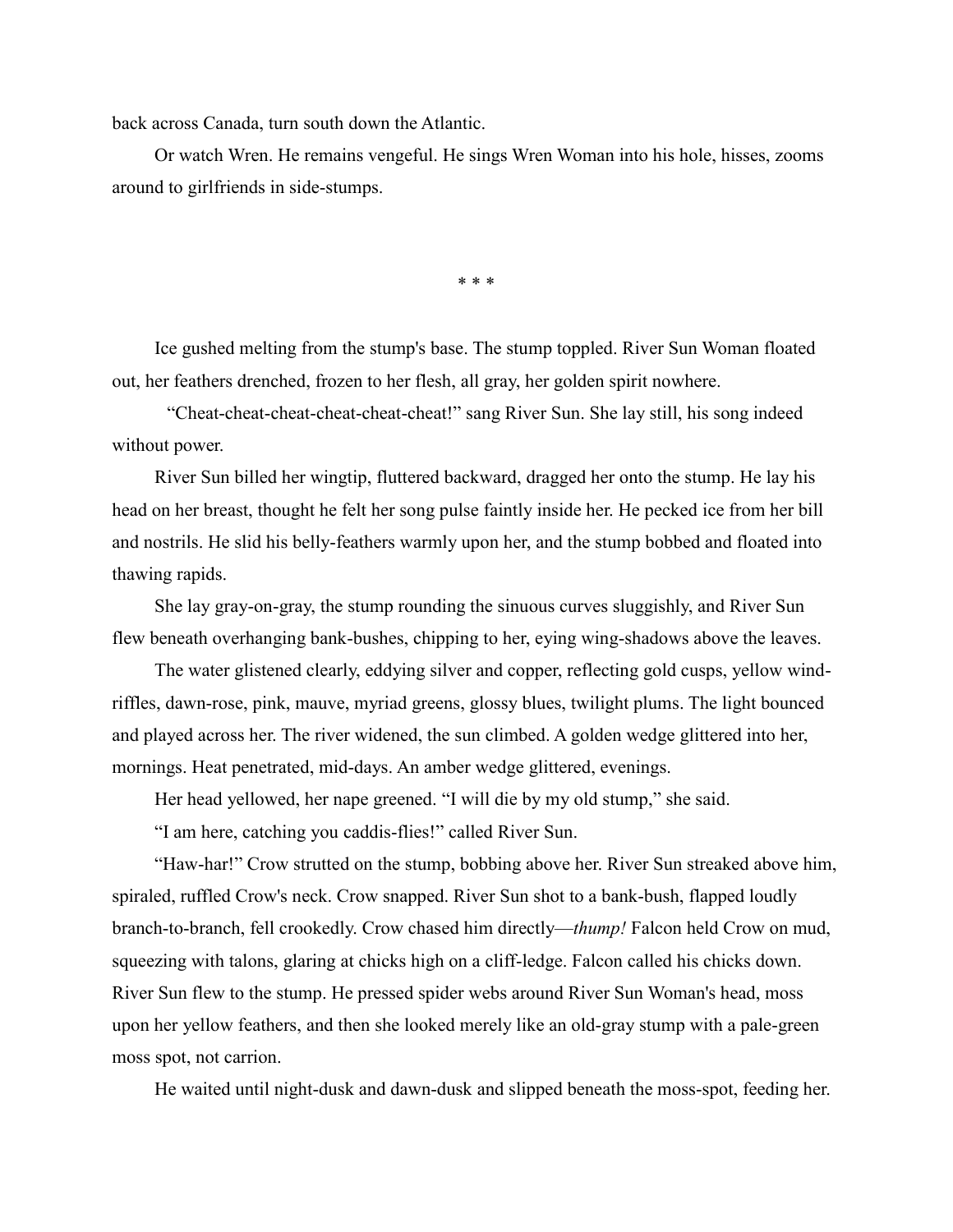back across Canada, turn south down the Atlantic.

Or watch Wren. He remains vengeful. He sings Wren Woman into his hole, hisses, zooms around to girlfriends in side-stumps.

* * *

Ice gushed melting from the stump's base. The stump toppled. River Sun Woman floated out, her feathers drenched, frozen to her flesh, all gray, her golden spirit nowhere.

"Cheat-cheat-cheat-cheat-cheat-cheat!" sang River Sun. She lay still, his song indeed without power.

River Sun billed her wingtip, fluttered backward, dragged her onto the stump. He lay his head on her breast, thought he felt her song pulse faintly inside her. He pecked ice from her bill and nostrils. He slid his belly-feathers warmly upon her, and the stump bobbed and floated into thawing rapids.

She lay gray-on-gray, the stump rounding the sinuous curves sluggishly, and River Sun flew beneath overhanging bank-bushes, chipping to her, eying wing-shadows above the leaves.

The water glistened clearly, eddying silver and copper, reflecting gold cusps, yellow wind-riffles, dawn-rose, pink, mauve, myriad greens, glossy blues, twilight plums. The light bounced and played across her. The river widened, the sun climbed. A golden wedge glittered into her, mornings. Heat penetrated, mid-days. An amber wedge glittered, evenings.

Her head yellowed, her nape greened. "I will die by my old stump," she said.

"I am here, catching you caddis-flies!" called River Sun.

"Haw-har!" Crow strutted on the stump, bobbing above her. River Sun streaked above him, spiraled, ruffled Crow's neck. Crow snapped. River Sun shot to a bank-bush, flapped loudly branch-to-branch, fell crookedly. Crow chased him directly—*thump!* Falcon held Crow on mud, squeezing with talons, glaring at chicks high on a cliff-ledge. Falcon called his chicks down. River Sun flew to the stump. He pressed spider webs around River Sun Woman's head, moss upon her yellow feathers, and then she looked merely like an old-gray stump with a pale-green moss spot, not carrion.

He waited until night-dusk and dawn-dusk and slipped beneath the moss-spot, feeding her.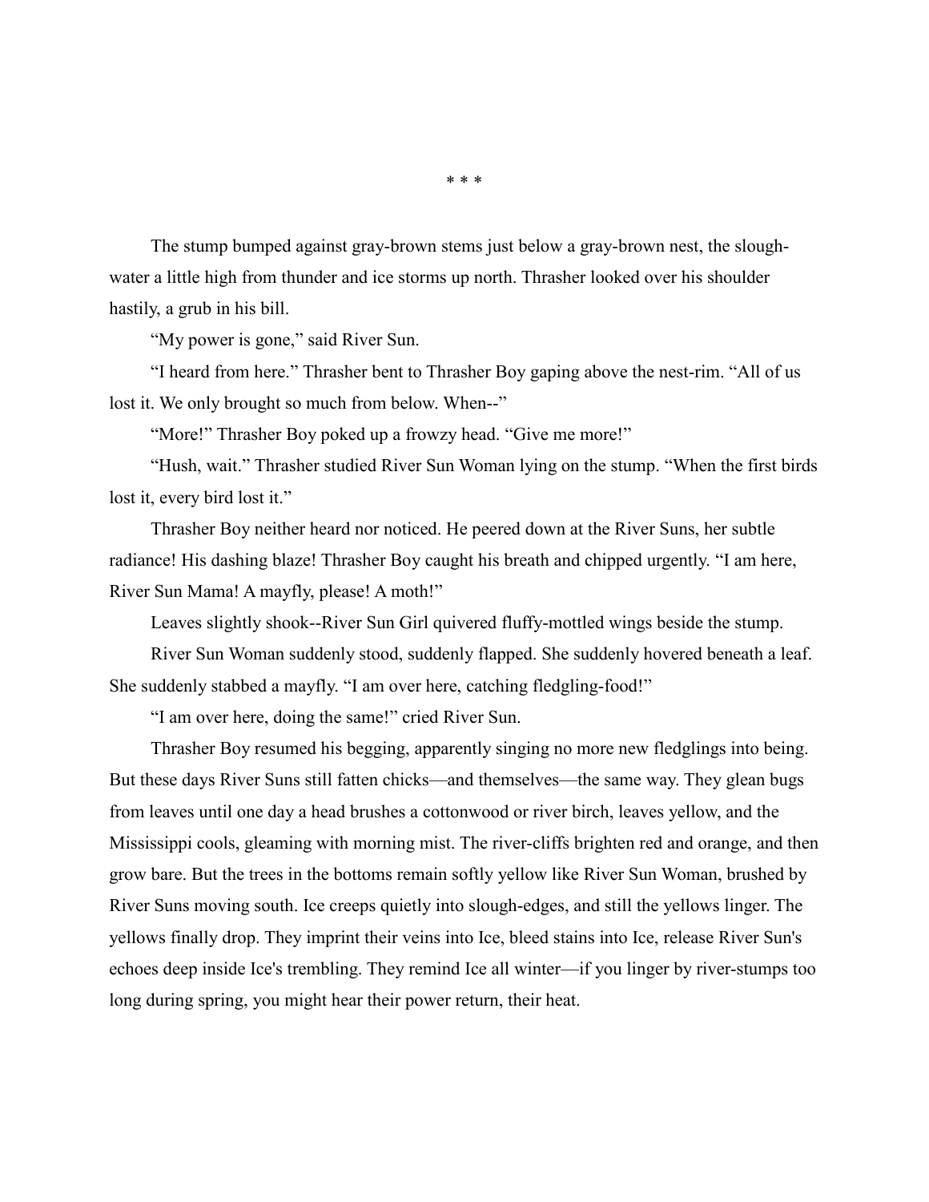\* \* \*

The stump bumped against gray-brown stems just below a gray-brown nest, the slough-water a little high from thunder and ice storms up north. Thrasher looked over his shoulder hastily, a grub in his bill.

"My power is gone," said River Sun.

"I heard from here." Thrasher bent to Thrasher Boy gaping above the nest-rim. "All of us lost it. We only brought so much from below. When--"

"More!" Thrasher Boy poked up a frowzy head. "Give me more!"

"Hush, wait." Thrasher studied River Sun Woman lying on the stump. "When the first birds lost it, every bird lost it."

Thrasher Boy neither heard nor noticed. He peered down at the River Suns, her subtle radiance! His dashing blaze! Thrasher Boy caught his breath and chipped urgently. "I am here, River Sun Mama! A mayfly, please! A moth!"

Leaves slightly shook--River Sun Girl quivered fluffy-mottled wings beside the stump.

River Sun Woman suddenly stood, suddenly flapped. She suddenly hovered beneath a leaf. She suddenly stabbed a mayfly. "I am over here, catching fledgling-food!"

"I am over here, doing the same!" cried River Sun.

Thrasher Boy resumed his begging, apparently singing no more new fledglings into being. But these days River Suns still fatten chicks—and themselves—the same way. They glean bugs from leaves until one day a head brushes a cottonwood or river birch, leaves yellow, and the Mississippi cools, gleaming with morning mist. The river-cliffs brighten red and orange, and then grow bare. But the trees in the bottoms remain softly yellow like River Sun Woman, brushed by River Suns moving south. Ice creeps quietly into slough-edges, and still the yellows linger. The yellows finally drop. They imprint their veins into Ice, bleed stains into Ice, release River Sun's echoes deep inside Ice's trembling. They remind Ice all winter—if you linger by river-stumps too long during spring, you might hear their power return, their heat.